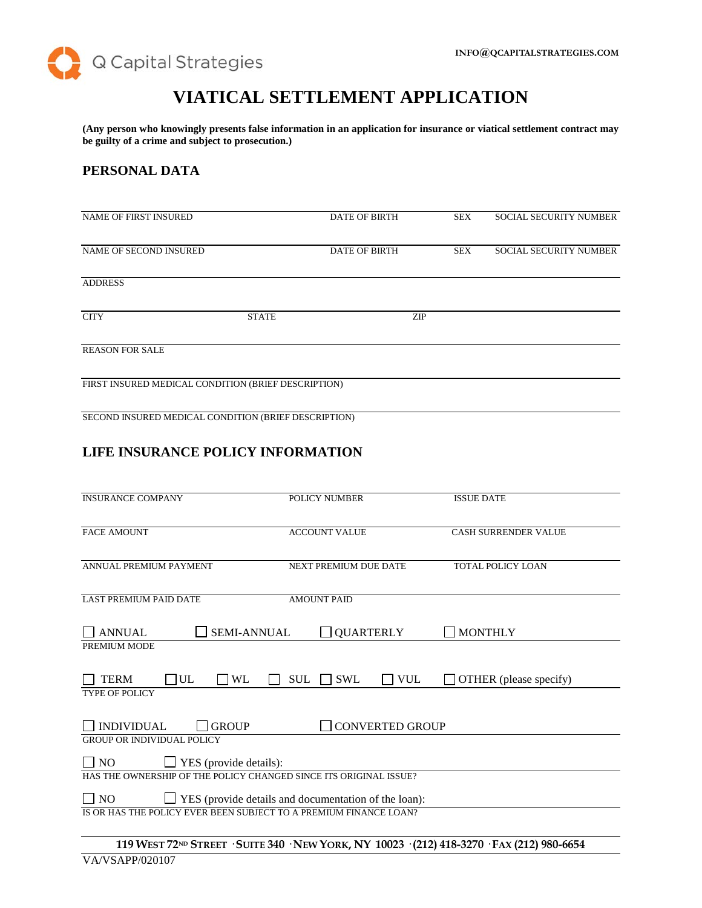Q Capital Strategies

INFO@QCAPITALSTRATEGIES.COM

# VIATICAL SETTLEMENT APPLICATION

**(Any person who knowingly presents false information in an application for insurance or viatical settlement contract may be guilty of a crime and subject to prosecution.)**

## PERSONAL DATA

| NAME OF FIRST INSURED | DATE OF BIRTH | SEX | SOCIAL SECURITY NUMBER |
|---|---|---|---|
| NAME OF SECOND INSURED | DATE OF BIRTH | SEX | SOCIAL SECURITY NUMBER |

ADDRESS

| CITY | STATE | ZIP |
|---|---|---|

REASON FOR SALE

FIRST INSURED MEDICAL CONDITION (BRIEF DESCRIPTION)

SECOND INSURED MEDICAL CONDITION (BRIEF DESCRIPTION)

## LIFE INSURANCE POLICY INFORMATION

| INSURANCE COMPANY | POLICY NUMBER | ISSUE DATE |
|---|---|---|
| FACE AMOUNT | ACCOUNT VALUE | CASH SURRENDER VALUE |
| ANNUAL PREMIUM PAYMENT | NEXT PREMIUM DUE DATE | TOTAL POLICY LOAN |
| LAST PREMIUM PAID DATE | AMOUNT PAID | |

☐ ANNUAL ☐ SEMI-ANNUAL ☐ QUARTERLY ☐ MONTHLY

PREMIUM MODE

☐ TERM ☐ UL ☐ WL ☐ SUL ☐ SWL ☐ VUL ☐ OTHER (please specify)

TYPE OF POLICY

☐ INDIVIDUAL ☐ GROUP ☐ CONVERTED GROUP

GROUP OR INDIVIDUAL POLICY

☐ NO ☐ YES (provide details):

HAS THE OWNERSHIP OF THE POLICY CHANGED SINCE ITS ORIGINAL ISSUE?

☐ NO ☐ YES (provide details and documentation of the loan):

IS OR HAS THE POLICY EVER BEEN SUBJECT TO A PREMIUM FINANCE LOAN?

119 WEST 72ND STREET · SUITE 340 · NEW YORK, NY 10023 · (212) 418-3270 · FAX (212) 980-6654

VA/VSAPP/020107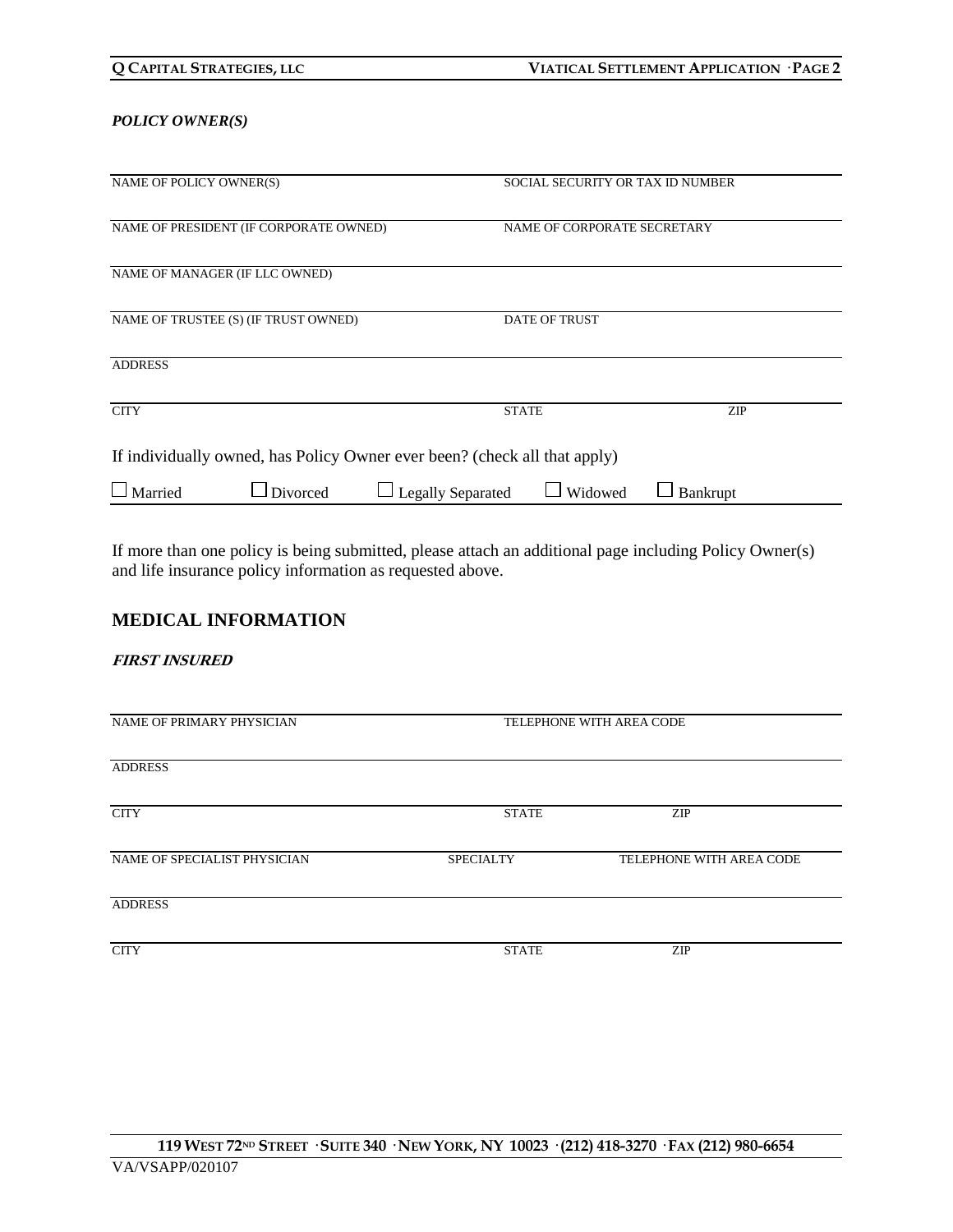***POLICY OWNER(S)***

| NAME OF POLICY OWNER(S) | SOCIAL SECURITY OR TAX ID NUMBER | |
|---|---|---|
| NAME OF PRESIDENT (IF CORPORATE OWNED) | NAME OF CORPORATE SECRETARY | |
| NAME OF MANAGER (IF LLC OWNED) | | |
| NAME OF TRUSTEE (S) (IF TRUST OWNED) | DATE OF TRUST | |
| ADDRESS | | |
| CITY | STATE | ZIP |

If individually owned, has Policy Owner ever been? (check all that apply)

☐ Married ☐ Divorced ☐ Legally Separated ☐ Widowed ☐ Bankrupt

If more than one policy is being submitted, please attach an additional page including Policy Owner(s) and life insurance policy information as requested above.

## MEDICAL INFORMATION

***FIRST INSURED***

| NAME OF PRIMARY PHYSICIAN | | TELEPHONE WITH AREA CODE |
|---|---|---|
| ADDRESS | | |
| CITY | STATE | ZIP |
| NAME OF SPECIALIST PHYSICIAN | SPECIALTY | TELEPHONE WITH AREA CODE |
| ADDRESS | | |
| CITY | STATE | ZIP |

VA/VSAPP/020107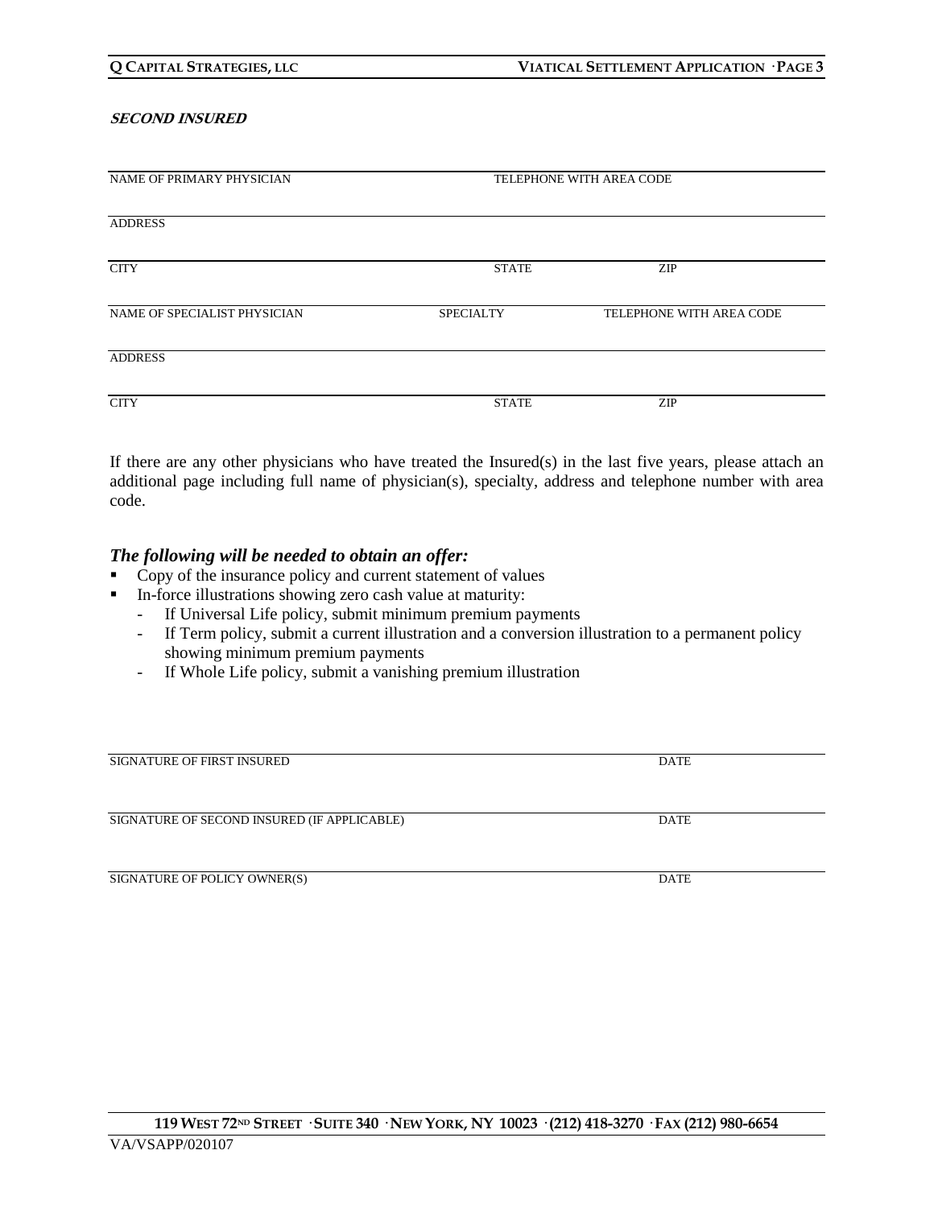***SECOND INSURED***

NAME OF PRIMARY PHYSICIAN TELEPHONE WITH AREA CODE

ADDRESS

CITY STATE ZIP

NAME OF SPECIALIST PHYSICIAN SPECIALTY TELEPHONE WITH AREA CODE

ADDRESS

CITY STATE ZIP

If there are any other physicians who have treated the Insured(s) in the last five years, please attach an additional page including full name of physician(s), specialty, address and telephone number with area code.

### *The following will be needed to obtain an offer:*

- Copy of the insurance policy and current statement of values
- In-force illustrations showing zero cash value at maturity:
  - If Universal Life policy, submit minimum premium payments
  - If Term policy, submit a current illustration and a conversion illustration to a permanent policy showing minimum premium payments
  - If Whole Life policy, submit a vanishing premium illustration

SIGNATURE OF FIRST INSURED DATE

SIGNATURE OF SECOND INSURED (IF APPLICABLE) DATE

SIGNATURE OF POLICY OWNER(S) DATE

119 WEST 72ND STREET · SUITE 340 · NEW YORK, NY 10023 · (212) 418-3270 · FAX (212) 980-6654

VA/VSAPP/020107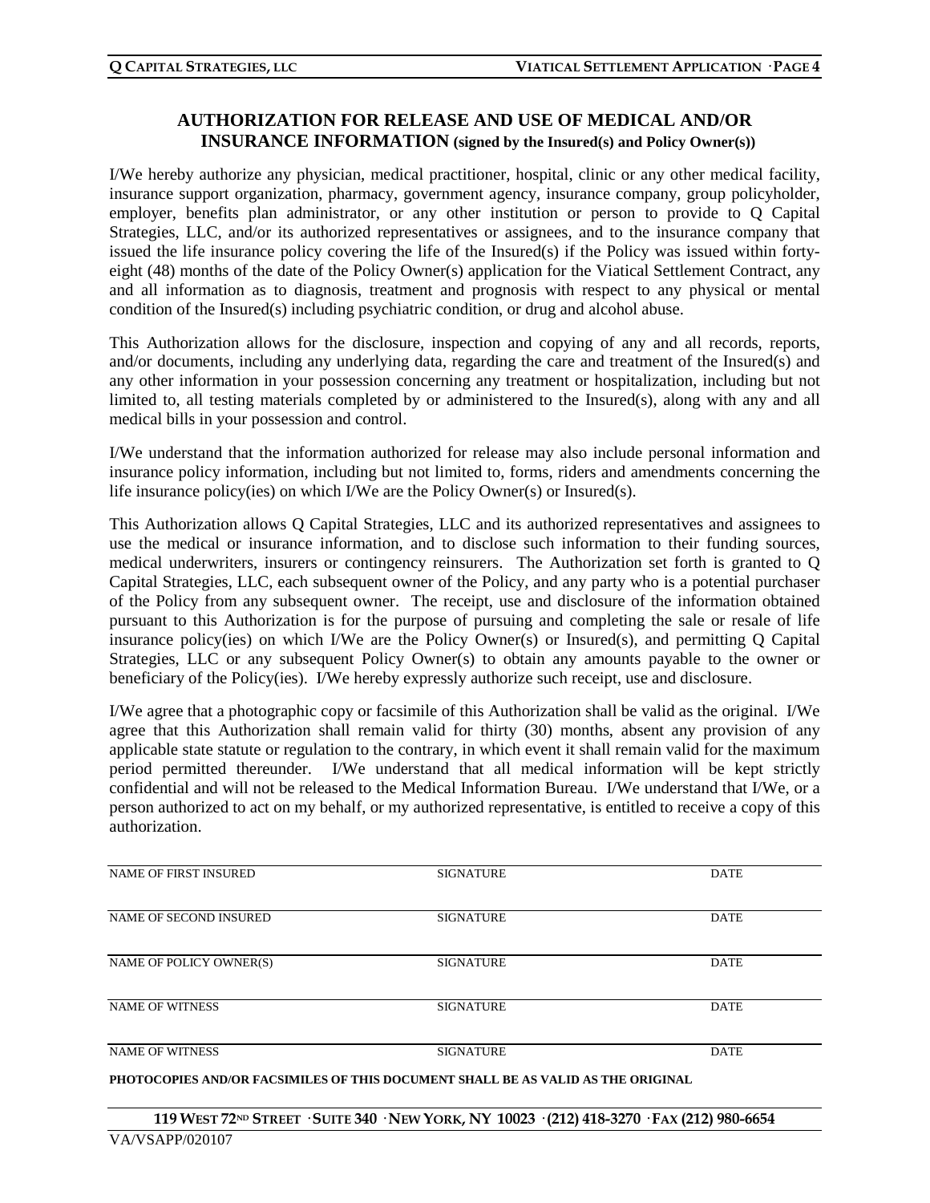## AUTHORIZATION FOR RELEASE AND USE OF MEDICAL AND/OR INSURANCE INFORMATION (signed by the Insured(s) and Policy Owner(s))

I/We hereby authorize any physician, medical practitioner, hospital, clinic or any other medical facility, insurance support organization, pharmacy, government agency, insurance company, group policyholder, employer, benefits plan administrator, or any other institution or person to provide to Q Capital Strategies, LLC, and/or its authorized representatives or assignees, and to the insurance company that issued the life insurance policy covering the life of the Insured(s) if the Policy was issued within forty-eight (48) months of the date of the Policy Owner(s) application for the Viatical Settlement Contract, any and all information as to diagnosis, treatment and prognosis with respect to any physical or mental condition of the Insured(s) including psychiatric condition, or drug and alcohol abuse.

This Authorization allows for the disclosure, inspection and copying of any and all records, reports, and/or documents, including any underlying data, regarding the care and treatment of the Insured(s) and any other information in your possession concerning any treatment or hospitalization, including but not limited to, all testing materials completed by or administered to the Insured(s), along with any and all medical bills in your possession and control.

I/We understand that the information authorized for release may also include personal information and insurance policy information, including but not limited to, forms, riders and amendments concerning the life insurance policy(ies) on which I/We are the Policy Owner(s) or Insured(s).

This Authorization allows Q Capital Strategies, LLC and its authorized representatives and assignees to use the medical or insurance information, and to disclose such information to their funding sources, medical underwriters, insurers or contingency reinsurers. The Authorization set forth is granted to Q Capital Strategies, LLC, each subsequent owner of the Policy, and any party who is a potential purchaser of the Policy from any subsequent owner. The receipt, use and disclosure of the information obtained pursuant to this Authorization is for the purpose of pursuing and completing the sale or resale of life insurance policy(ies) on which I/We are the Policy Owner(s) or Insured(s), and permitting Q Capital Strategies, LLC or any subsequent Policy Owner(s) to obtain any amounts payable to the owner or beneficiary of the Policy(ies). I/We hereby expressly authorize such receipt, use and disclosure.

I/We agree that a photographic copy or facsimile of this Authorization shall be valid as the original. I/We agree that this Authorization shall remain valid for thirty (30) months, absent any provision of any applicable state statute or regulation to the contrary, in which event it shall remain valid for the maximum period permitted thereunder. I/We understand that all medical information will be kept strictly confidential and will not be released to the Medical Information Bureau. I/We understand that I/We, or a person authorized to act on my behalf, or my authorized representative, is entitled to receive a copy of this authorization.

| NAME OF FIRST INSURED | SIGNATURE | DATE |
|---|---|---|
| NAME OF SECOND INSURED | SIGNATURE | DATE |
| NAME OF POLICY OWNER(S) | SIGNATURE | DATE |
| NAME OF WITNESS | SIGNATURE | DATE |
| NAME OF WITNESS | SIGNATURE | DATE |

**PHOTOCOPIES AND/OR FACSIMILES OF THIS DOCUMENT SHALL BE AS VALID AS THE ORIGINAL**

**119 WEST 72ND STREET · SUITE 340 · NEW YORK, NY 10023 · (212) 418-3270 · FAX (212) 980-6654**

VA/VSAPP/020107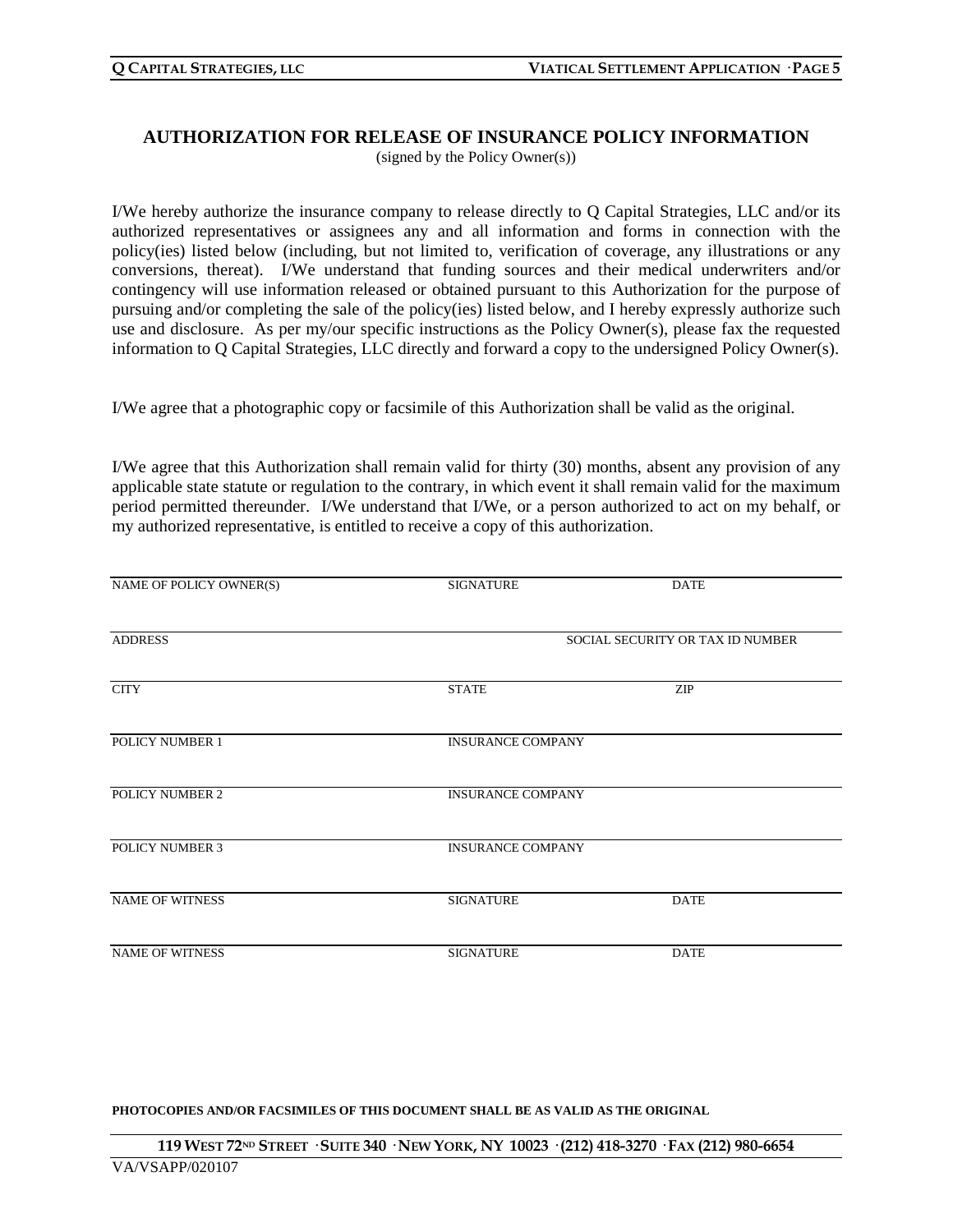## AUTHORIZATION FOR RELEASE OF INSURANCE POLICY INFORMATION

(signed by the Policy Owner(s))

I/We hereby authorize the insurance company to release directly to Q Capital Strategies, LLC and/or its authorized representatives or assignees any and all information and forms in connection with the policy(ies) listed below (including, but not limited to, verification of coverage, any illustrations or any conversions, thereat). I/We understand that funding sources and their medical underwriters and/or contingency will use information released or obtained pursuant to this Authorization for the purpose of pursuing and/or completing the sale of the policy(ies) listed below, and I hereby expressly authorize such use and disclosure. As per my/our specific instructions as the Policy Owner(s), please fax the requested information to Q Capital Strategies, LLC directly and forward a copy to the undersigned Policy Owner(s).

I/We agree that a photographic copy or facsimile of this Authorization shall be valid as the original.

I/We agree that this Authorization shall remain valid for thirty (30) months, absent any provision of any applicable state statute or regulation to the contrary, in which event it shall remain valid for the maximum period permitted thereunder. I/We understand that I/We, or a person authorized to act on my behalf, or my authorized representative, is entitled to receive a copy of this authorization.

NAME OF POLICY OWNER(S) ____________ SIGNATURE ____________ DATE ____________

ADDRESS ____________ SOCIAL SECURITY OR TAX ID NUMBER ____________

CITY ____________ STATE ____________ ZIP ____________

POLICY NUMBER 1 ____________ INSURANCE COMPANY ____________

POLICY NUMBER 2 ____________ INSURANCE COMPANY ____________

POLICY NUMBER 3 ____________ INSURANCE COMPANY ____________

NAME OF WITNESS ____________ SIGNATURE ____________ DATE ____________

NAME OF WITNESS ____________ SIGNATURE ____________ DATE ____________

**PHOTOCOPIES AND/OR FACSIMILES OF THIS DOCUMENT SHALL BE AS VALID AS THE ORIGINAL**

**119 WEST 72ND STREET · SUITE 340 · NEW YORK, NY 10023 · (212) 418-3270 · FAX (212) 980-6654**

VA/VSAPP/020107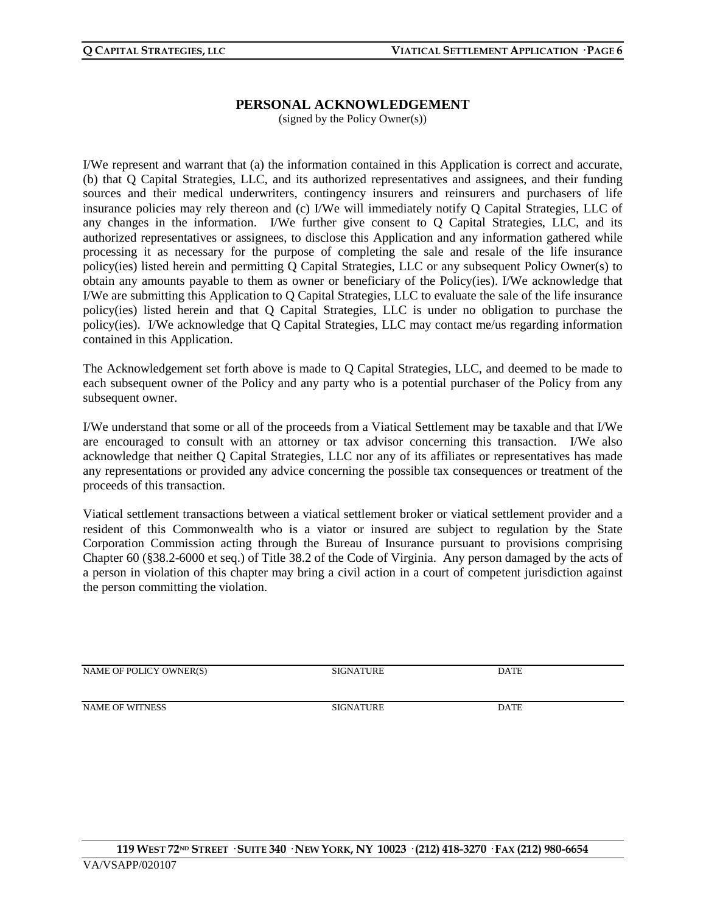## PERSONAL ACKNOWLEDGEMENT

(signed by the Policy Owner(s))

I/We represent and warrant that (a) the information contained in this Application is correct and accurate, (b) that Q Capital Strategies, LLC, and its authorized representatives and assignees, and their funding sources and their medical underwriters, contingency insurers and reinsurers and purchasers of life insurance policies may rely thereon and (c) I/We will immediately notify Q Capital Strategies, LLC of any changes in the information. I/We further give consent to Q Capital Strategies, LLC, and its authorized representatives or assignees, to disclose this Application and any information gathered while processing it as necessary for the purpose of completing the sale and resale of the life insurance policy(ies) listed herein and permitting Q Capital Strategies, LLC or any subsequent Policy Owner(s) to obtain any amounts payable to them as owner or beneficiary of the Policy(ies). I/We acknowledge that I/We are submitting this Application to Q Capital Strategies, LLC to evaluate the sale of the life insurance policy(ies) listed herein and that Q Capital Strategies, LLC is under no obligation to purchase the policy(ies). I/We acknowledge that Q Capital Strategies, LLC may contact me/us regarding information contained in this Application.

The Acknowledgement set forth above is made to Q Capital Strategies, LLC, and deemed to be made to each subsequent owner of the Policy and any party who is a potential purchaser of the Policy from any subsequent owner.

I/We understand that some or all of the proceeds from a Viatical Settlement may be taxable and that I/We are encouraged to consult with an attorney or tax advisor concerning this transaction. I/We also acknowledge that neither Q Capital Strategies, LLC nor any of its affiliates or representatives has made any representations or provided any advice concerning the possible tax consequences or treatment of the proceeds of this transaction.

Viatical settlement transactions between a viatical settlement broker or viatical settlement provider and a resident of this Commonwealth who is a viator or insured are subject to regulation by the State Corporation Commission acting through the Bureau of Insurance pursuant to provisions comprising Chapter 60 (§38.2-6000 et seq.) of Title 38.2 of the Code of Virginia. Any person damaged by the acts of a person in violation of this chapter may bring a civil action in a court of competent jurisdiction against the person committing the violation.

| | | |
|---|---|---|
| NAME OF POLICY OWNER(S) | SIGNATURE | DATE |
| NAME OF WITNESS | SIGNATURE | DATE |

119 West 72nd Street · Suite 340 · New York, NY 10023 · (212) 418-3270 · Fax (212) 980-6654

VA/VSAPP/020107